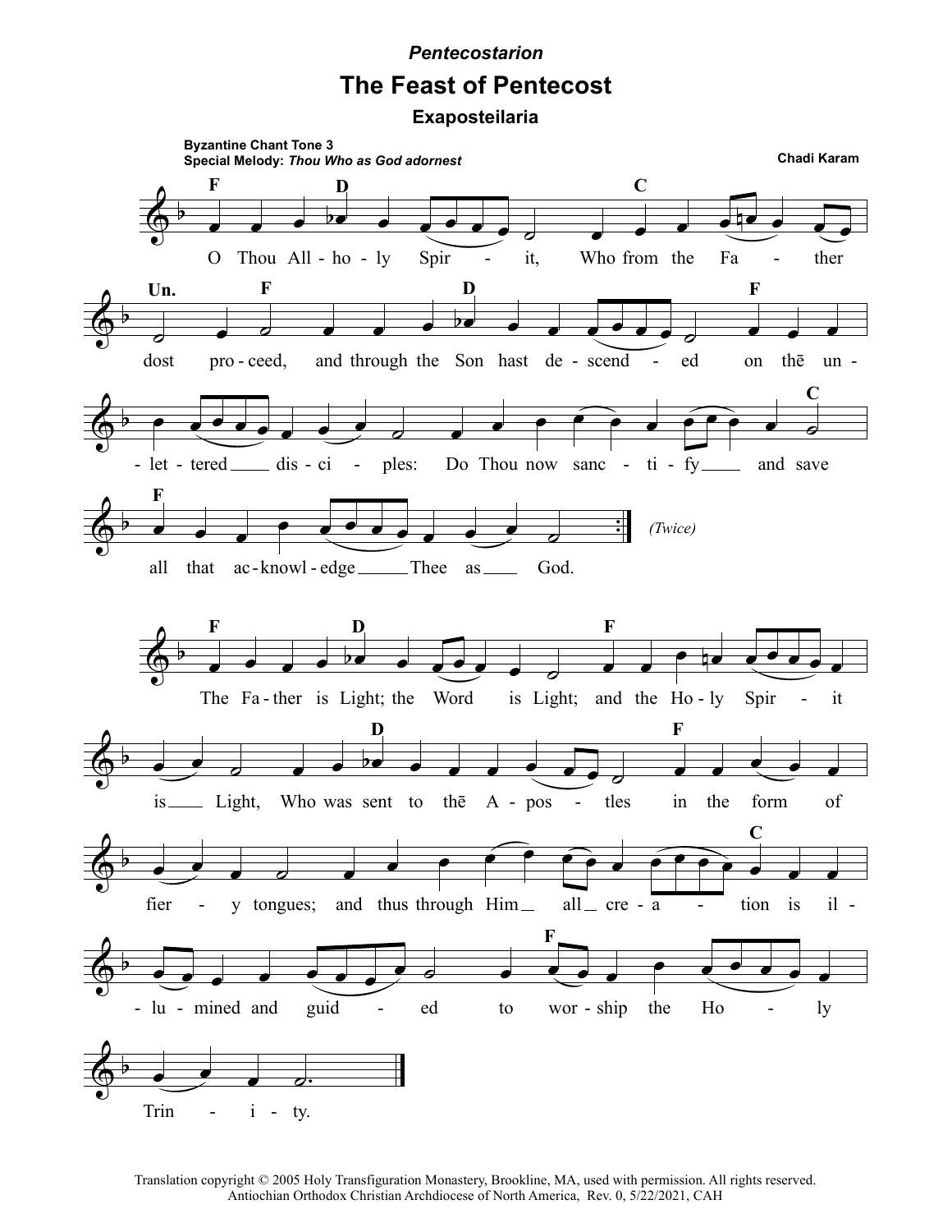*Pentecostarion*

# The Feast of Pentecost

## Exaposteilaria

**Byzantine Chant Tone 3**
**Special Melody:** ***Thou Who as God adornest***

**Chadi Karam**

O Thou All-holy Spirit, Who from the Father dost proceed, and through the Son hast descended on thē unlettered disciples: Do Thou now sanctify and save all that acknowledge Thee as God. *(Twice)*

The Father is Light; the Word is Light; and the Holy Spirit is Light, Who was sent to thē Apostles in the form of fiery tongues; and thus through Him all creation is illumined and guided to worship the Holy Trinity.

Translation copyright © 2005 Holy Transfiguration Monastery, Brookline, MA, used with permission. All rights reserved.
Antiochian Orthodox Christian Archdiocese of North America, Rev. 0, 5/22/2021, CAH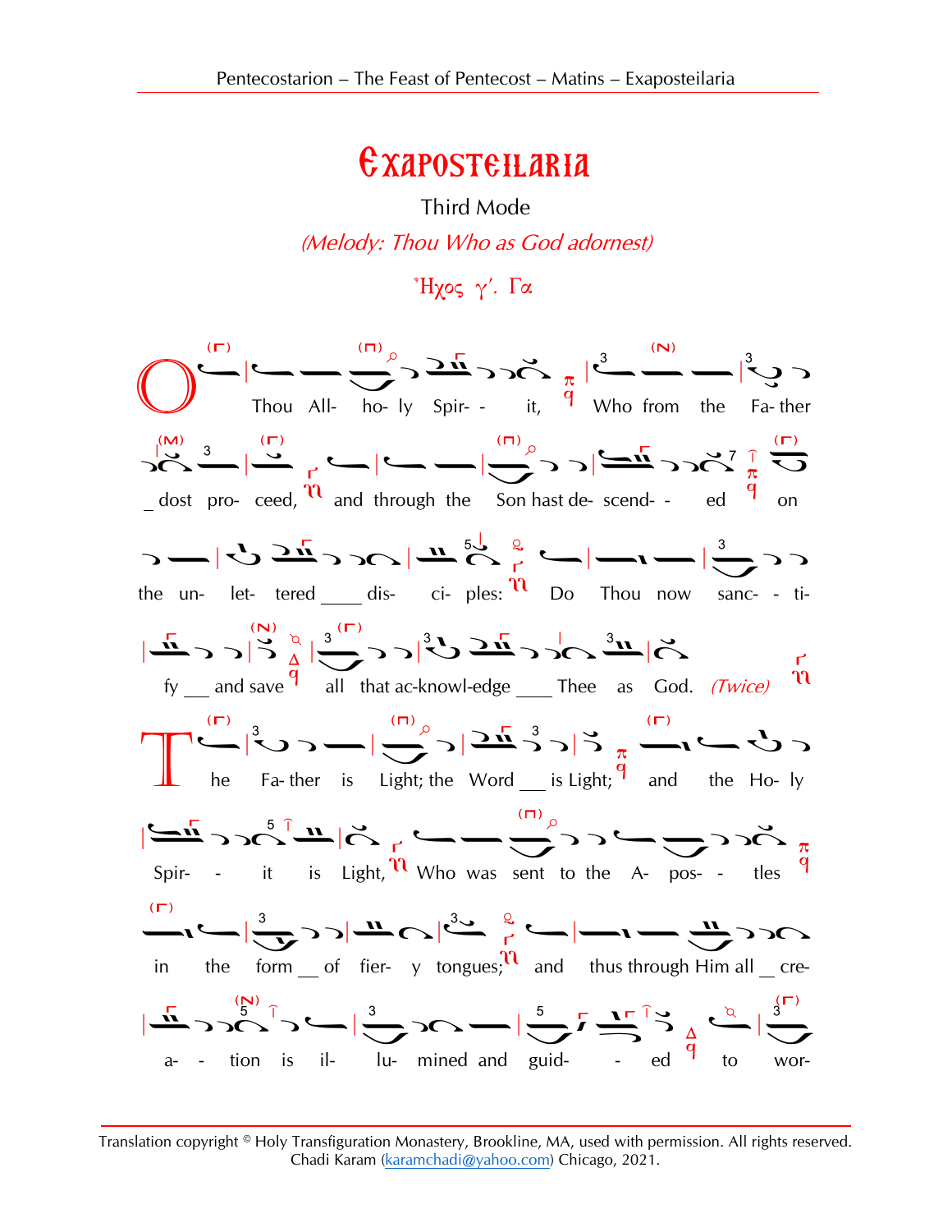# Exaposteilaria

Third Mode

*(Melody: Thou Who as God adornest)*

Ἦχος γʹ. Γα

O Thou All- ho- ly Spir- - it, Who from the Fa- ther dost pro- ceed, and through the Son hast de- scend- - ed on the un- let- tered dis- ci- ples: Do Thou now sanc- - ti- fy and save all that ac-knowl-edge Thee as God. *(Twice)*

The Fa- ther is Light; the Word is Light; and the Ho- ly Spir- - it is Light, Who was sent to the A- pos- - tles in the form of fier- y tongues; and thus through Him all cre- a- - tion is il- lu- mined and guid- - ed to wor-

Translation copyright © Holy Transfiguration Monastery, Brookline, MA, used with permission. All rights reserved.
Chadi Karam (karamchadi@yahoo.com) Chicago, 2021.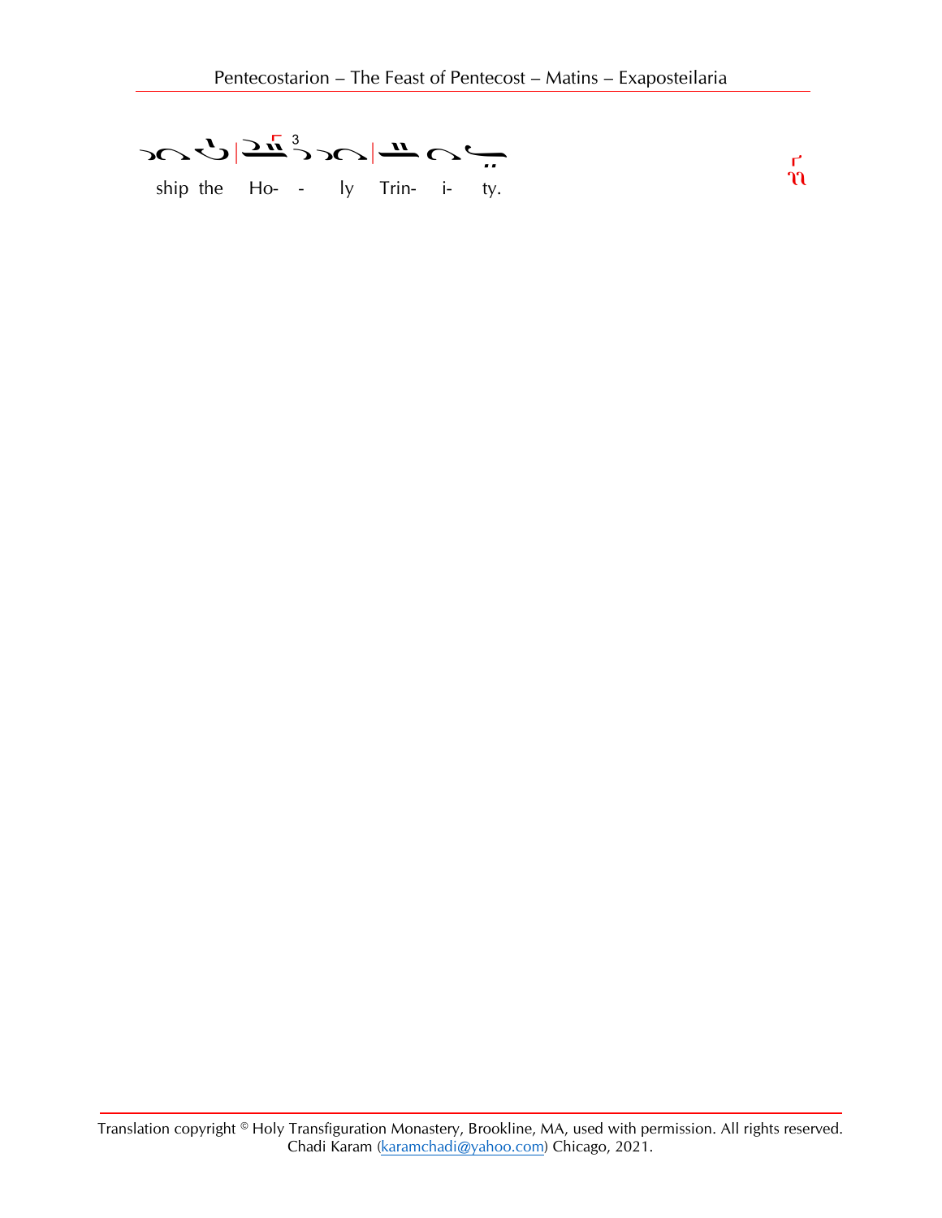ship the Ho- - ly Trin- i- ty.

Translation copyright © Holy Transfiguration Monastery, Brookline, MA, used with permission. All rights reserved.
Chadi Karam (karamchadi@yahoo.com) Chicago, 2021.